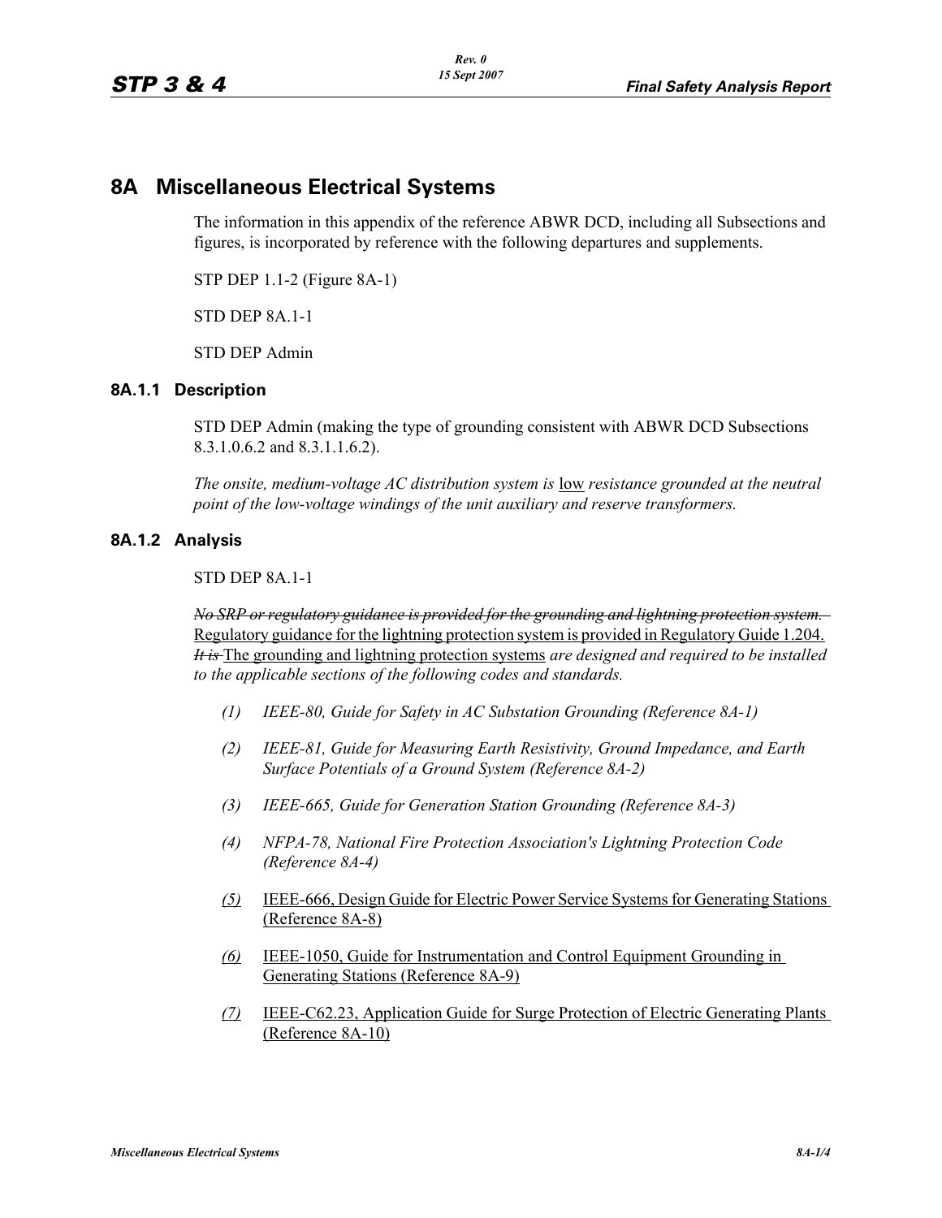# 8A Miscellaneous Electrical Systems

The information in this appendix of the reference ABWR DCD, including all Subsections and figures, is incorporated by reference with the following departures and supplements.

STP DEP 1.1-2 (Figure 8A-1)

STD DEP 8A.1-1

STD DEP Admin

### 8A.1.1 Description

STD DEP Admin (making the type of grounding consistent with ABWR DCD Subsections 8.3.1.0.6.2 and 8.3.1.1.6.2).

*The onsite, medium-voltage AC distribution system is* low *resistance grounded at the neutral point of the low-voltage windings of the unit auxiliary and reserve transformers.*

### 8A.1.2 Analysis

STD DEP 8A.1-1

~~*No SRP or regulatory guidance is provided for the grounding and lightning protection system.*~~ Regulatory guidance for the lightning protection system is provided in Regulatory Guide 1.204. ~~*It is*~~ The grounding and lightning protection systems *are designed and required to be installed to the applicable sections of the following codes and standards.*

*(1) IEEE-80, Guide for Safety in AC Substation Grounding (Reference 8A-1)*

*(2) IEEE-81, Guide for Measuring Earth Resistivity, Ground Impedance, and Earth Surface Potentials of a Ground System (Reference 8A-2)*

*(3) IEEE-665, Guide for Generation Station Grounding (Reference 8A-3)*

*(4) NFPA-78, National Fire Protection Association's Lightning Protection Code (Reference 8A-4)*

*(5)* IEEE-666, Design Guide for Electric Power Service Systems for Generating Stations (Reference 8A-8)

*(6)* IEEE-1050, Guide for Instrumentation and Control Equipment Grounding in Generating Stations (Reference 8A-9)

*(7)* IEEE-C62.23, Application Guide for Surge Protection of Electric Generating Plants (Reference 8A-10)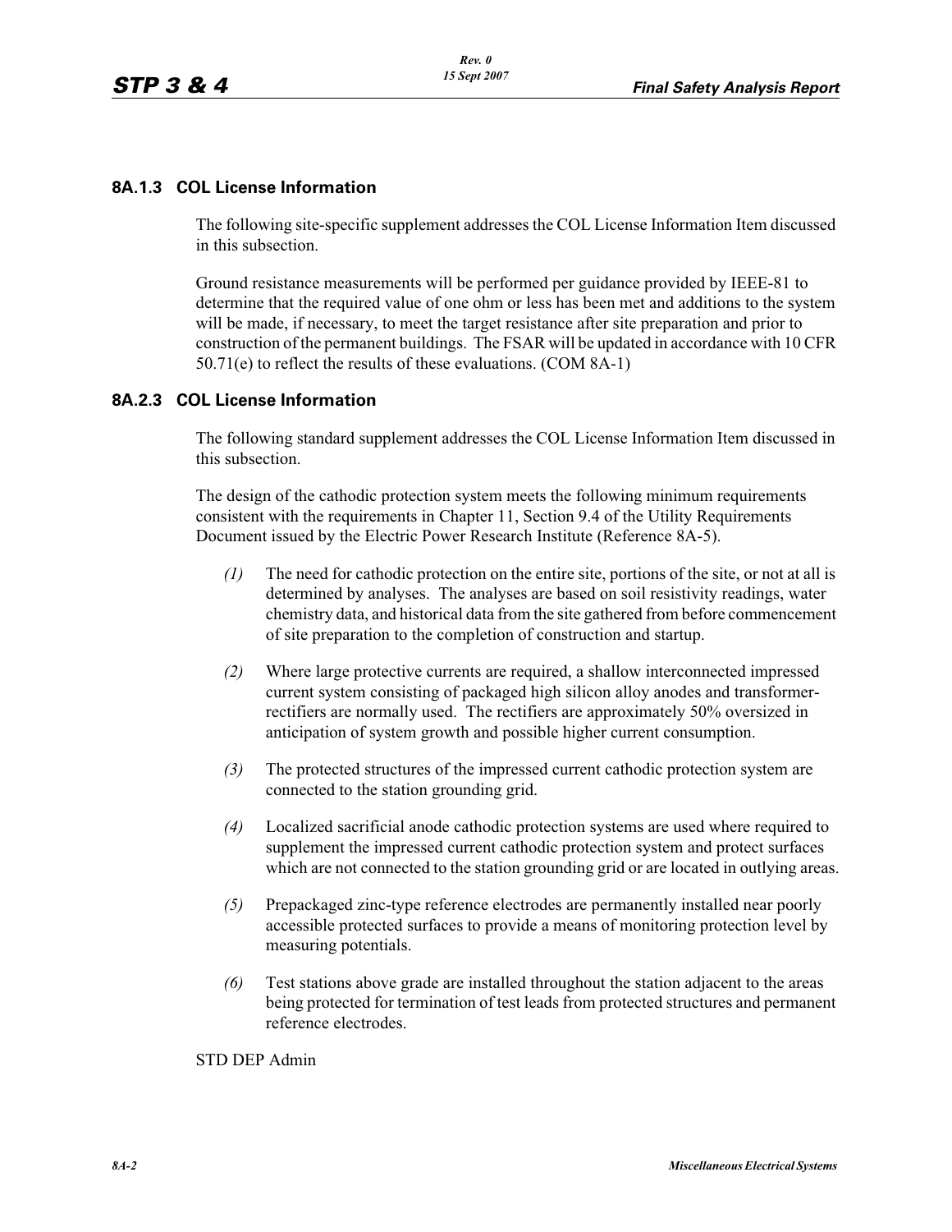### 8A.1.3 COL License Information

The following site-specific supplement addresses the COL License Information Item discussed in this subsection.

Ground resistance measurements will be performed per guidance provided by IEEE-81 to determine that the required value of one ohm or less has been met and additions to the system will be made, if necessary, to meet the target resistance after site preparation and prior to construction of the permanent buildings. The FSAR will be updated in accordance with 10 CFR 50.71(e) to reflect the results of these evaluations. (COM 8A-1)

### 8A.2.3 COL License Information

The following standard supplement addresses the COL License Information Item discussed in this subsection.

The design of the cathodic protection system meets the following minimum requirements consistent with the requirements in Chapter 11, Section 9.4 of the Utility Requirements Document issued by the Electric Power Research Institute (Reference 8A-5).

*(1)* The need for cathodic protection on the entire site, portions of the site, or not at all is determined by analyses. The analyses are based on soil resistivity readings, water chemistry data, and historical data from the site gathered from before commencement of site preparation to the completion of construction and startup.

*(2)* Where large protective currents are required, a shallow interconnected impressed current system consisting of packaged high silicon alloy anodes and transformer-rectifiers are normally used. The rectifiers are approximately 50% oversized in anticipation of system growth and possible higher current consumption.

*(3)* The protected structures of the impressed current cathodic protection system are connected to the station grounding grid.

*(4)* Localized sacrificial anode cathodic protection systems are used where required to supplement the impressed current cathodic protection system and protect surfaces which are not connected to the station grounding grid or are located in outlying areas.

*(5)* Prepackaged zinc-type reference electrodes are permanently installed near poorly accessible protected surfaces to provide a means of monitoring protection level by measuring potentials.

*(6)* Test stations above grade are installed throughout the station adjacent to the areas being protected for termination of test leads from protected structures and permanent reference electrodes.

STD DEP Admin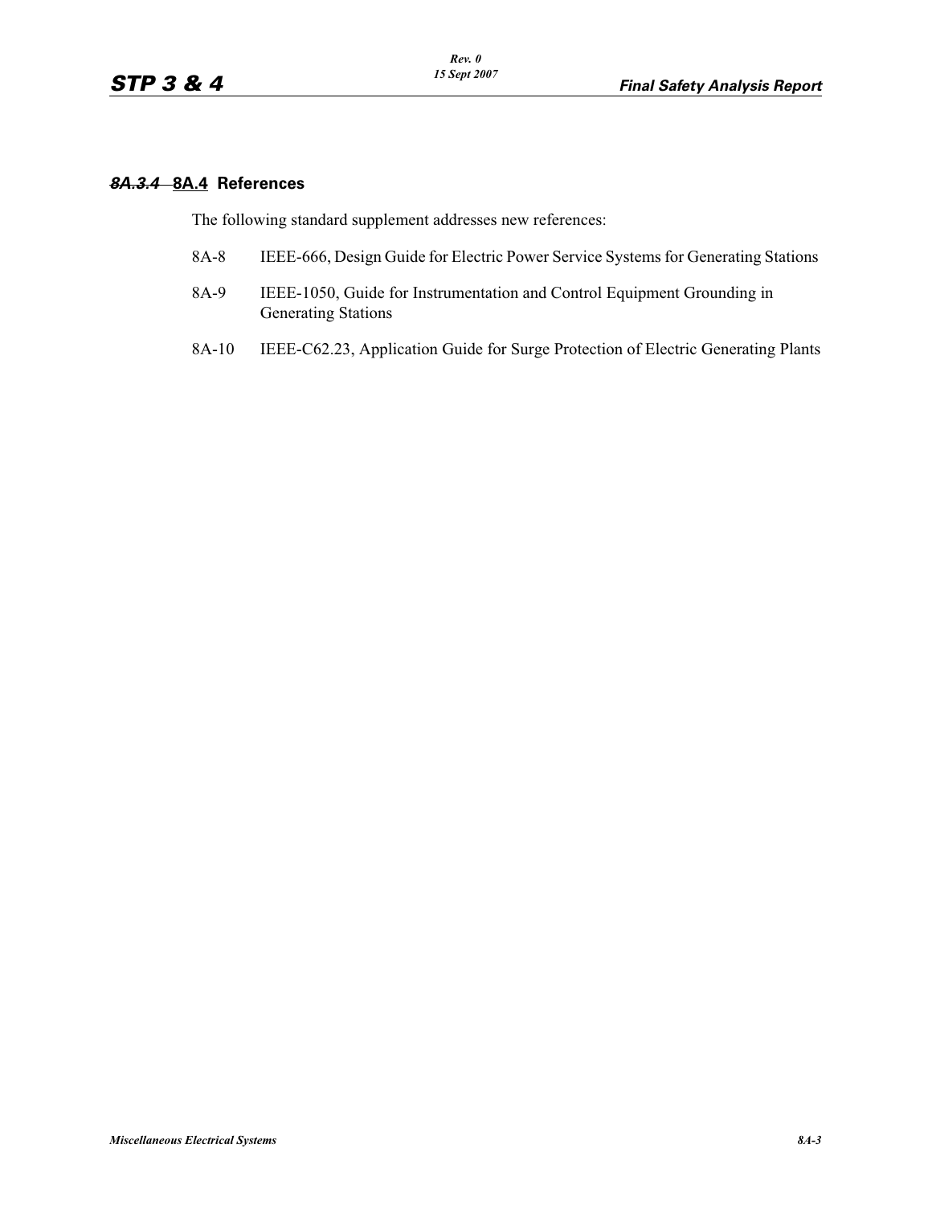## ~~8A.3.4~~ 8A.4 References

The following standard supplement addresses new references:

8A-8 IEEE-666, Design Guide for Electric Power Service Systems for Generating Stations

8A-9 IEEE-1050, Guide for Instrumentation and Control Equipment Grounding in Generating Stations

8A-10 IEEE-C62.23, Application Guide for Surge Protection of Electric Generating Plants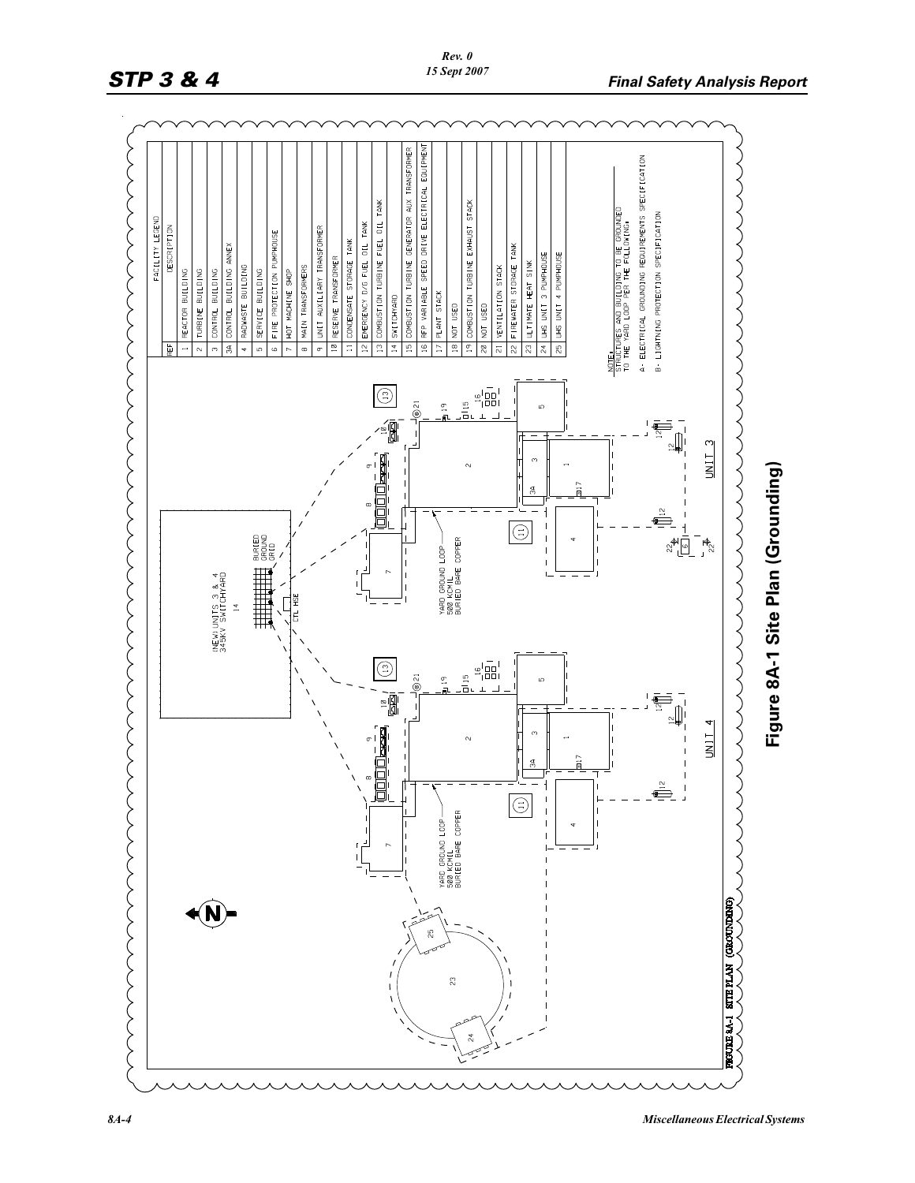FACILITY LEGEND

| REF | DESCRIPTION |
|---|---|
| 1 | REACTOR BUILDING |
| 2 | TURBINE BUILDING |
| 3 | CONTROL BUILDING |
| 3A | CONTROL BUILDING ANNEX |
| 4 | RADWASTE BUILDING |
| 5 | SERVICE BUILDING |
| 6 | FIRE PROTECTION PUMPHOUSE |
| 7 | HOT MACHINE SHOP |
| 8 | MAIN TRANSFORMERS |
| 9 | UNIT AUXILIARY TRANSFORMER |
| 10 | RESERVE TRANSFORMER |
| 11 | CONDENSATE STORAGE TANK |
| 12 | EMERGENCY D/G FUEL OIL TANK |
| 13 | COMBUSTION TURBINE FUEL OIL TANK |
| 14 | SWITCHYARD |
| 15 | COMBUSTION TURBINE GENERATOR AUX TRANSFORMER |
| 16 | RFP VARIABLE SPEED DRIVE ELECTRICAL EQUIPMENT |
| 17 | PLANT STACK |
| 18 | NOT USED |
| 19 | COMBUSTION TURBINE EXHAUST STACK |
| 20 | NOT USED |
| 21 | VENTILATION STACK |
| 22 | FIREWATER STORAGE TANK |
| 23 | ULTIMATE HEAT SINK |
| 24 | UHS UNIT 3 PUMPHOUSE |
| 25 | UHS UNIT 4 PUMPHOUSE |

NOTE:
STRUCTURES AND BUILDING TO BE GROUNDED TO THE YARD LOOP PER THE FOLLOWING:

A - ELECTRICAL GROUNDING REQUIREMENTS SPECIFICATION

B - LIGHTNING PROTECTION SPECIFICATION

(NEW) UNITS 3 & 4
345KV SWITCHYARD
14

BURIED GROUND GRID

CTL HSE

YARD GROUND LOOP
500 KCMIL
BURIED BARE COPPER

YARD GROUND LOOP
500 KCMIL
BURIED BARE COPPER

UNIT 3

UNIT 4

N

FIGURE 8A-1 SITE PLAN (GROUNDING)

**Figure 8A-1 Site Plan (Grounding)**